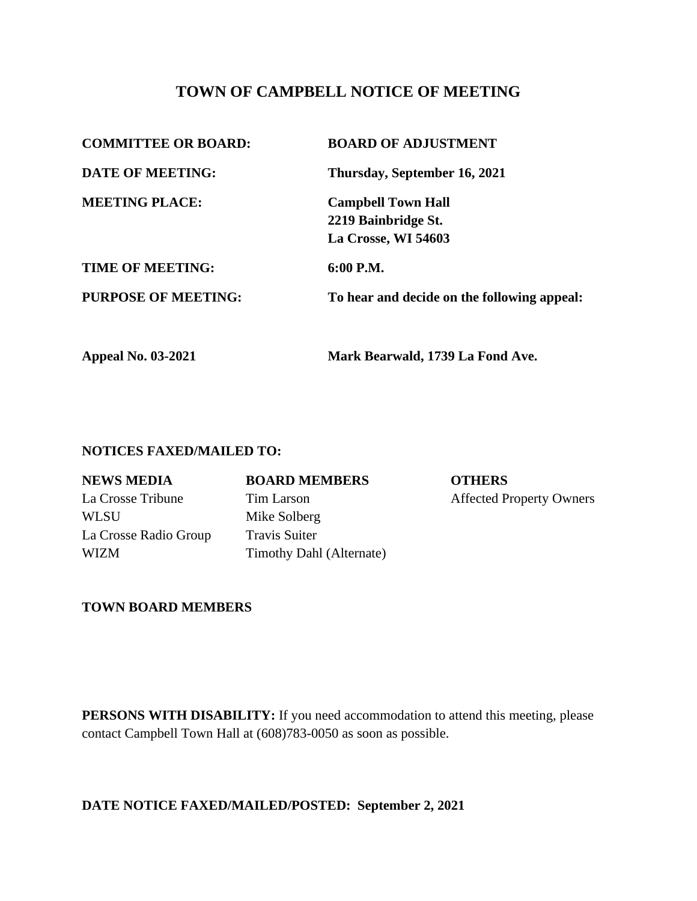# TOWN OF CAMPBELL NOTICE OF MEETING

| | |
|---|---|
| **COMMITTEE OR BOARD:** | **BOARD OF ADJUSTMENT** |
| **DATE OF MEETING:** | **Thursday, September 16, 2021** |
| **MEETING PLACE:** | **Campbell Town Hall**<br>**2219 Bainbridge St.**<br>**La Crosse, WI 54603** |
| **TIME OF MEETING:** | **6:00 P.M.** |
| **PURPOSE OF MEETING:** | **To hear and decide on the following appeal:** |
| **Appeal No. 03-2021** | **Mark Bearwald, 1739 La Fond Ave.** |

**NOTICES FAXED/MAILED TO:**

| **NEWS MEDIA** | **BOARD MEMBERS** | **OTHERS** |
|---|---|---|
| La Crosse Tribune | Tim Larson | Affected Property Owners |
| WLSU | Mike Solberg | |
| La Crosse Radio Group | Travis Suiter | |
| WIZM | Timothy Dahl (Alternate) | |

**TOWN BOARD MEMBERS**

**PERSONS WITH DISABILITY:** If you need accommodation to attend this meeting, please contact Campbell Town Hall at (608)783-0050 as soon as possible.

**DATE NOTICE FAXED/MAILED/POSTED: September 2, 2021**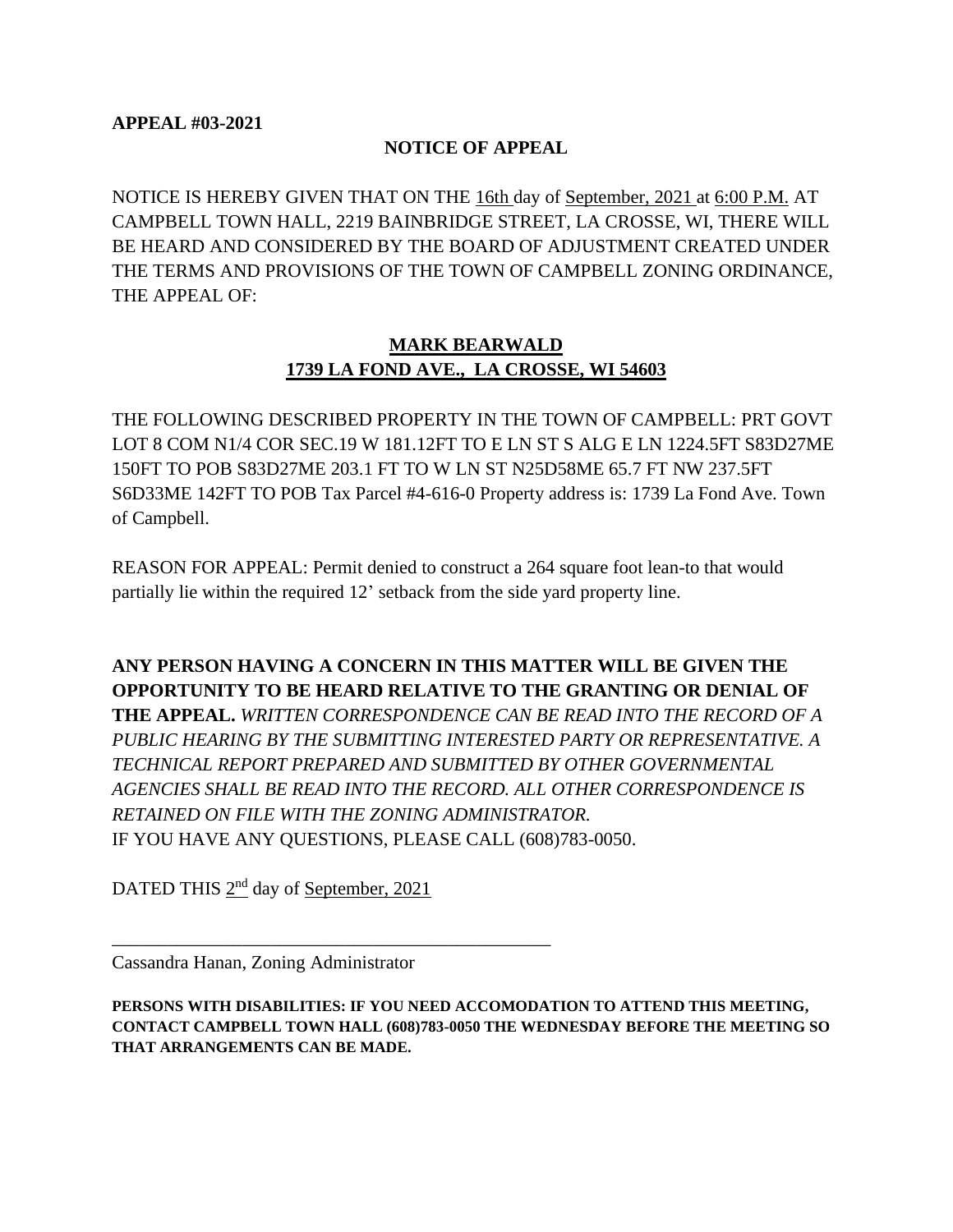**APPEAL #03-2021**

**NOTICE OF APPEAL**

NOTICE IS HEREBY GIVEN THAT ON THE 16th day of September, 2021 at 6:00 P.M. AT CAMPBELL TOWN HALL, 2219 BAINBRIDGE STREET, LA CROSSE, WI, THERE WILL BE HEARD AND CONSIDERED BY THE BOARD OF ADJUSTMENT CREATED UNDER THE TERMS AND PROVISIONS OF THE TOWN OF CAMPBELL ZONING ORDINANCE, THE APPEAL OF:

**MARK BEARWALD**
**1739 LA FOND AVE., LA CROSSE, WI 54603**

THE FOLLOWING DESCRIBED PROPERTY IN THE TOWN OF CAMPBELL: PRT GOVT LOT 8 COM N1/4 COR SEC.19 W 181.12FT TO E LN ST S ALG E LN 1224.5FT S83D27ME 150FT TO POB S83D27ME 203.1 FT TO W LN ST N25D58ME 65.7 FT NW 237.5FT S6D33ME 142FT TO POB Tax Parcel #4-616-0 Property address is: 1739 La Fond Ave. Town of Campbell.

REASON FOR APPEAL: Permit denied to construct a 264 square foot lean-to that would partially lie within the required 12' setback from the side yard property line.

**ANY PERSON HAVING A CONCERN IN THIS MATTER WILL BE GIVEN THE OPPORTUNITY TO BE HEARD RELATIVE TO THE GRANTING OR DENIAL OF THE APPEAL.** *WRITTEN CORRESPONDENCE CAN BE READ INTO THE RECORD OF A PUBLIC HEARING BY THE SUBMITTING INTERESTED PARTY OR REPRESENTATIVE. A TECHNICAL REPORT PREPARED AND SUBMITTED BY OTHER GOVERNMENTAL AGENCIES SHALL BE READ INTO THE RECORD. ALL OTHER CORRESPONDENCE IS RETAINED ON FILE WITH THE ZONING ADMINISTRATOR.*
IF YOU HAVE ANY QUESTIONS, PLEASE CALL (608)783-0050.

DATED THIS 2nd day of September, 2021

\_\_\_\_\_\_\_\_\_\_\_\_\_\_\_\_\_\_\_\_\_\_\_\_\_\_\_\_\_\_\_\_\_\_\_\_\_\_\_\_\_\_\_\_\_\_
Cassandra Hanan, Zoning Administrator

**PERSONS WITH DISABILITIES: IF YOU NEED ACCOMODATION TO ATTEND THIS MEETING, CONTACT CAMPBELL TOWN HALL (608)783-0050 THE WEDNESDAY BEFORE THE MEETING SO THAT ARRANGEMENTS CAN BE MADE.**